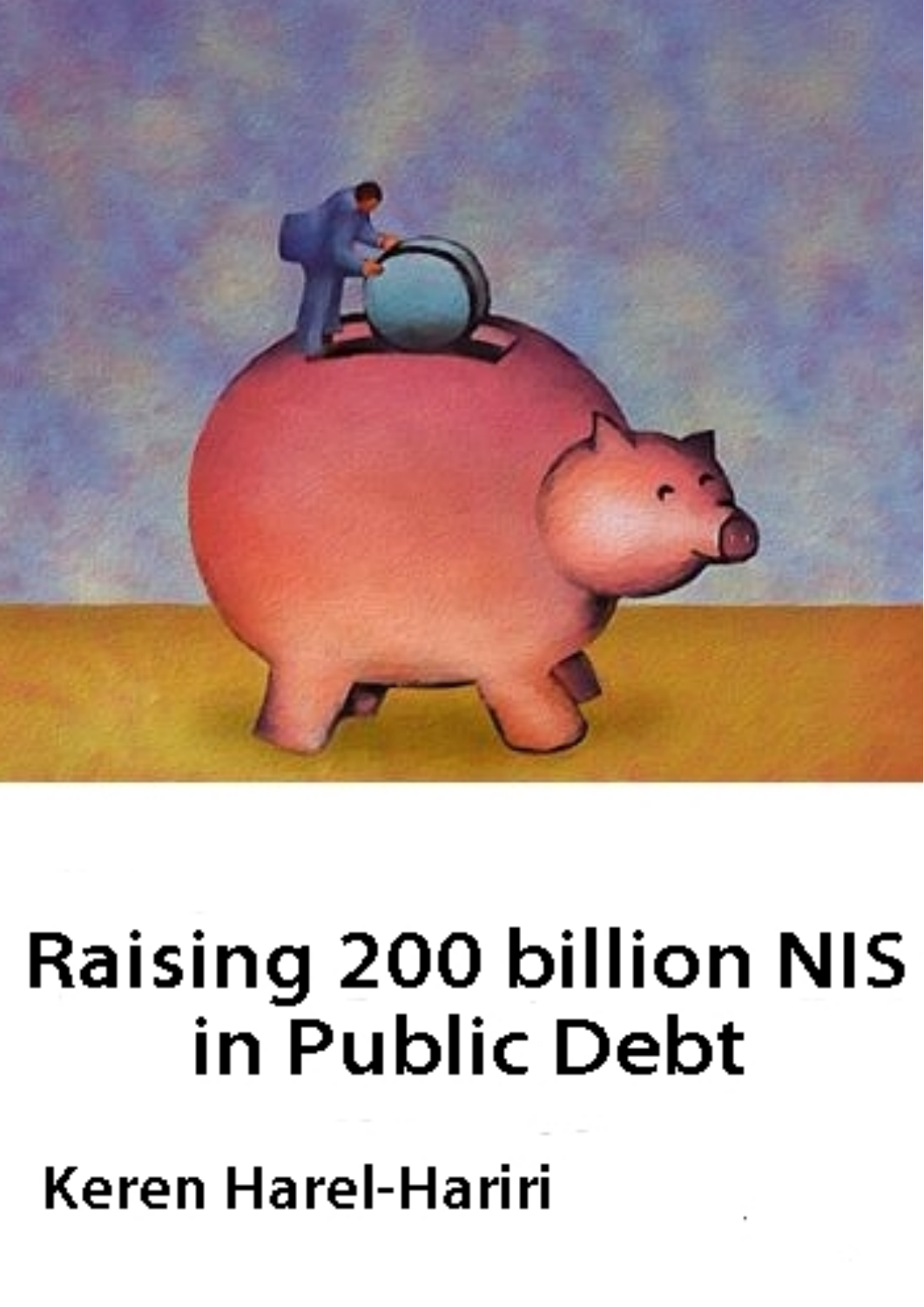# Raising 200 billion NIS in Public Debt

Keren Harel-Hariri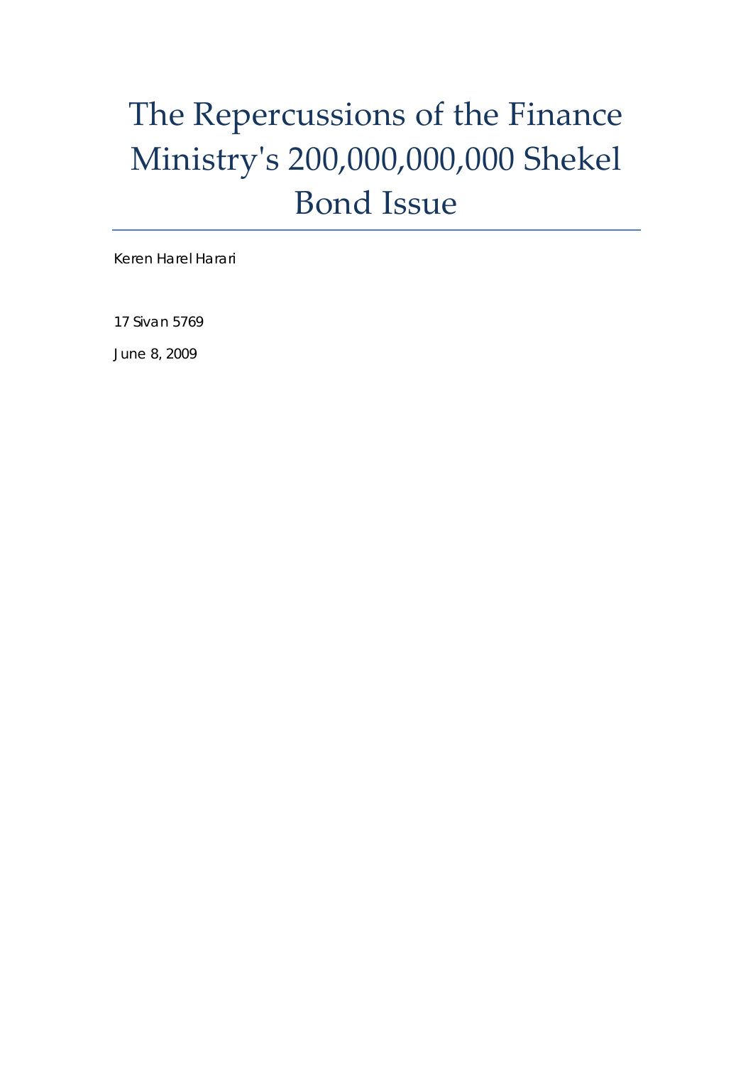# The Repercussions of the Finance Ministry's 200,000,000,000 Shekel Bond Issue

Keren Harel Harari

17 Sivan 5769

June 8, 2009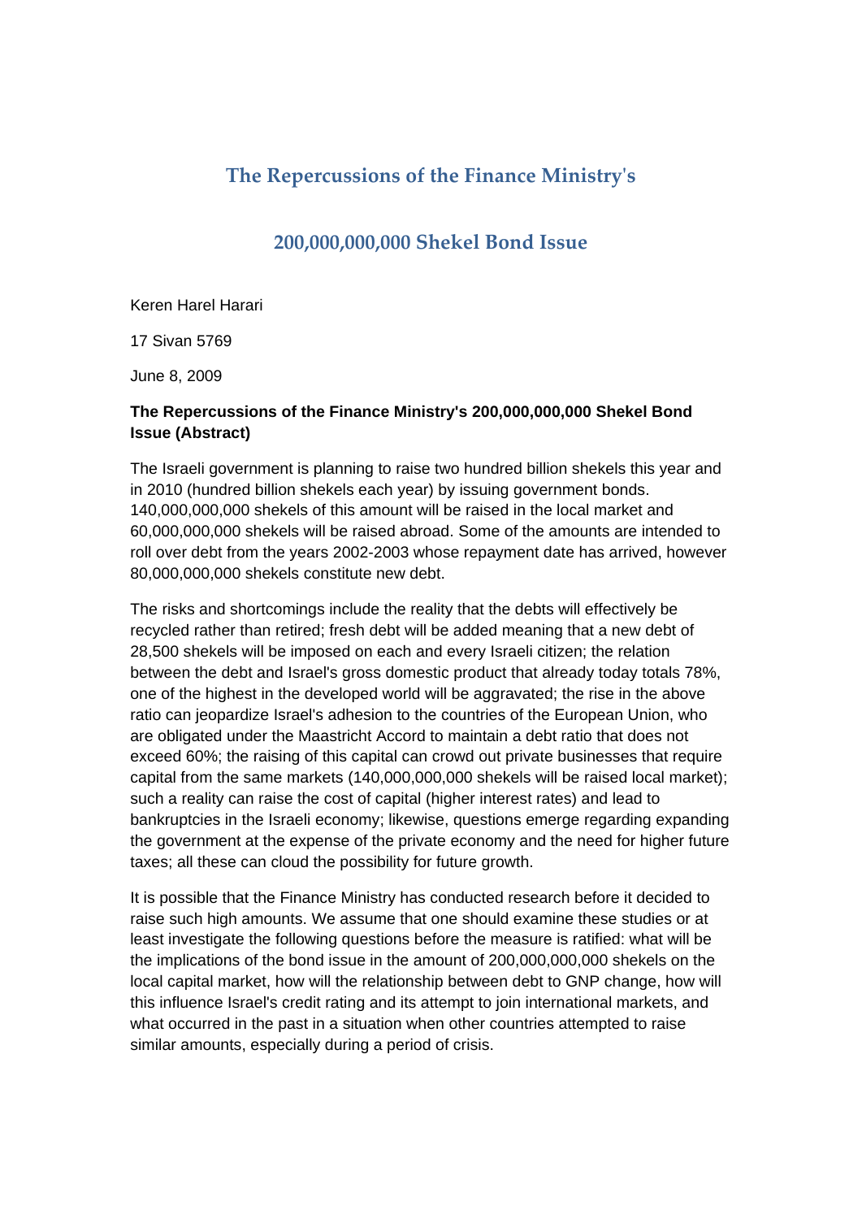# The Repercussions of the Finance Ministry's

# 200,000,000,000 Shekel Bond Issue

Keren Harel Harari

17 Sivan 5769

June 8, 2009

**The Repercussions of the Finance Ministry's 200,000,000,000 Shekel Bond Issue (Abstract)**

The Israeli government is planning to raise two hundred billion shekels this year and in 2010 (hundred billion shekels each year) by issuing government bonds. 140,000,000,000 shekels of this amount will be raised in the local market and 60,000,000,000 shekels will be raised abroad. Some of the amounts are intended to roll over debt from the years 2002-2003 whose repayment date has arrived, however 80,000,000,000 shekels constitute new debt.

The risks and shortcomings include the reality that the debts will effectively be recycled rather than retired; fresh debt will be added meaning that a new debt of 28,500 shekels will be imposed on each and every Israeli citizen; the relation between the debt and Israel's gross domestic product that already today totals 78%, one of the highest in the developed world will be aggravated; the rise in the above ratio can jeopardize Israel's adhesion to the countries of the European Union, who are obligated under the Maastricht Accord to maintain a debt ratio that does not exceed 60%; the raising of this capital can crowd out private businesses that require capital from the same markets (140,000,000,000 shekels will be raised local market); such a reality can raise the cost of capital (higher interest rates) and lead to bankruptcies in the Israeli economy; likewise, questions emerge regarding expanding the government at the expense of the private economy and the need for higher future taxes; all these can cloud the possibility for future growth.

It is possible that the Finance Ministry has conducted research before it decided to raise such high amounts. We assume that one should examine these studies or at least investigate the following questions before the measure is ratified: what will be the implications of the bond issue in the amount of 200,000,000,000 shekels on the local capital market, how will the relationship between debt to GNP change, how will this influence Israel's credit rating and its attempt to join international markets, and what occurred in the past in a situation when other countries attempted to raise similar amounts, especially during a period of crisis.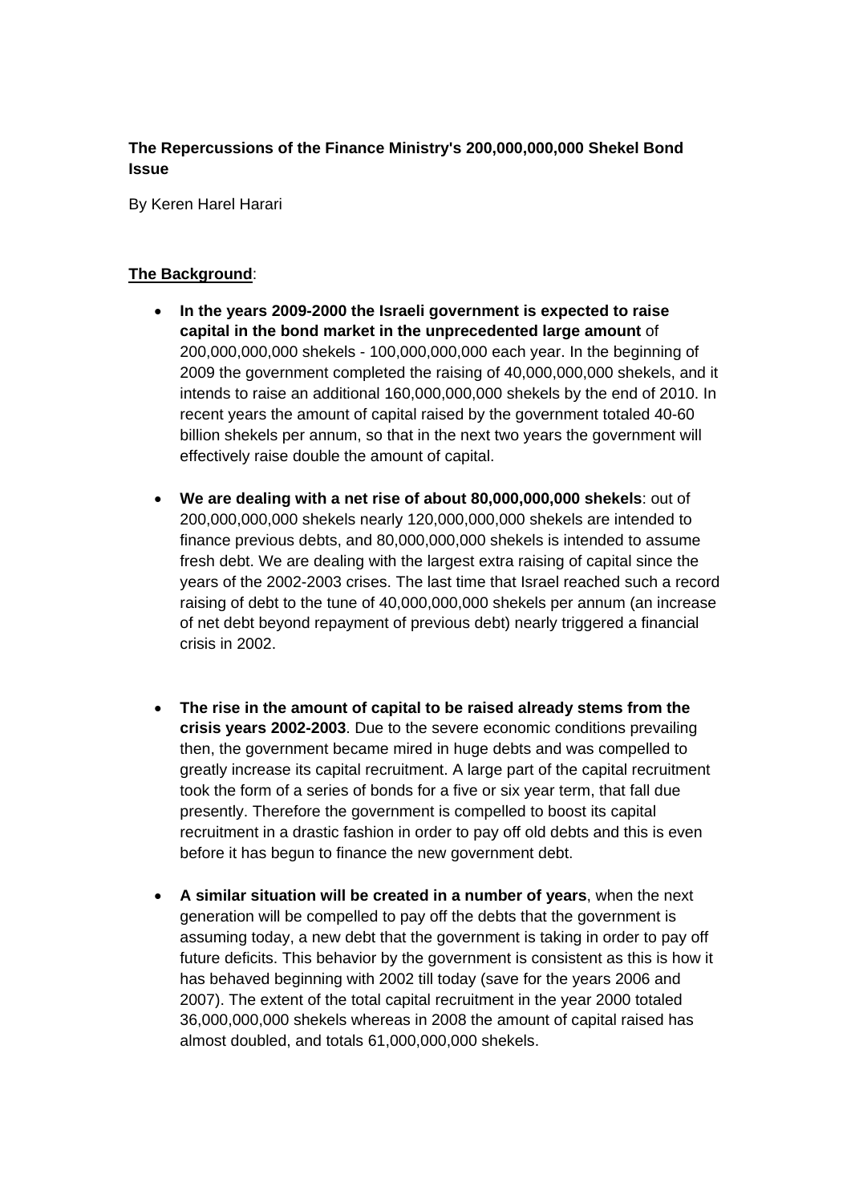**The Repercussions of the Finance Ministry's 200,000,000,000 Shekel Bond Issue**

By Keren Harel Harari

__The Background__:

- **In the years 2009-2000 the Israeli government is expected to raise capital in the bond market in the unprecedented large amount** of 200,000,000,000 shekels - 100,000,000,000 each year. In the beginning of 2009 the government completed the raising of 40,000,000,000 shekels, and it intends to raise an additional 160,000,000,000 shekels by the end of 2010. In recent years the amount of capital raised by the government totaled 40-60 billion shekels per annum, so that in the next two years the government will effectively raise double the amount of capital.

- **We are dealing with a net rise of about 80,000,000,000 shekels**: out of 200,000,000,000 shekels nearly 120,000,000,000 shekels are intended to finance previous debts, and 80,000,000,000 shekels is intended to assume fresh debt. We are dealing with the largest extra raising of capital since the years of the 2002-2003 crises. The last time that Israel reached such a record raising of debt to the tune of 40,000,000,000 shekels per annum (an increase of net debt beyond repayment of previous debt) nearly triggered a financial crisis in 2002.

- **The rise in the amount of capital to be raised already stems from the crisis years 2002-2003**. Due to the severe economic conditions prevailing then, the government became mired in huge debts and was compelled to greatly increase its capital recruitment. A large part of the capital recruitment took the form of a series of bonds for a five or six year term, that fall due presently. Therefore the government is compelled to boost its capital recruitment in a drastic fashion in order to pay off old debts and this is even before it has begun to finance the new government debt.

- **A similar situation will be created in a number of years**, when the next generation will be compelled to pay off the debts that the government is assuming today, a new debt that the government is taking in order to pay off future deficits. This behavior by the government is consistent as this is how it has behaved beginning with 2002 till today (save for the years 2006 and 2007). The extent of the total capital recruitment in the year 2000 totaled 36,000,000,000 shekels whereas in 2008 the amount of capital raised has almost doubled, and totals 61,000,000,000 shekels.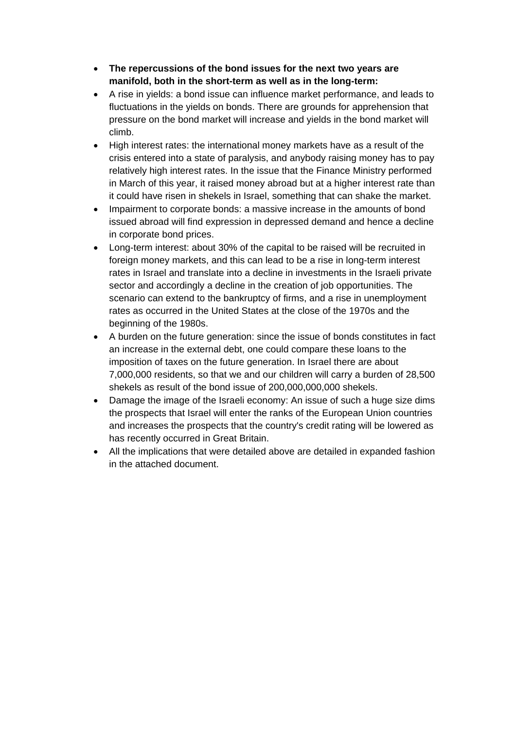- **The repercussions of the bond issues for the next two years are manifold, both in the short-term as well as in the long-term:**
- A rise in yields: a bond issue can influence market performance, and leads to fluctuations in the yields on bonds. There are grounds for apprehension that pressure on the bond market will increase and yields in the bond market will climb.
- High interest rates: the international money markets have as a result of the crisis entered into a state of paralysis, and anybody raising money has to pay relatively high interest rates. In the issue that the Finance Ministry performed in March of this year, it raised money abroad but at a higher interest rate than it could have risen in shekels in Israel, something that can shake the market.
- Impairment to corporate bonds: a massive increase in the amounts of bond issued abroad will find expression in depressed demand and hence a decline in corporate bond prices.
- Long-term interest: about 30% of the capital to be raised will be recruited in foreign money markets, and this can lead to be a rise in long-term interest rates in Israel and translate into a decline in investments in the Israeli private sector and accordingly a decline in the creation of job opportunities. The scenario can extend to the bankruptcy of firms, and a rise in unemployment rates as occurred in the United States at the close of the 1970s and the beginning of the 1980s.
- A burden on the future generation: since the issue of bonds constitutes in fact an increase in the external debt, one could compare these loans to the imposition of taxes on the future generation. In Israel there are about 7,000,000 residents, so that we and our children will carry a burden of 28,500 shekels as result of the bond issue of 200,000,000,000 shekels.
- Damage the image of the Israeli economy: An issue of such a huge size dims the prospects that Israel will enter the ranks of the European Union countries and increases the prospects that the country's credit rating will be lowered as has recently occurred in Great Britain.
- All the implications that were detailed above are detailed in expanded fashion in the attached document.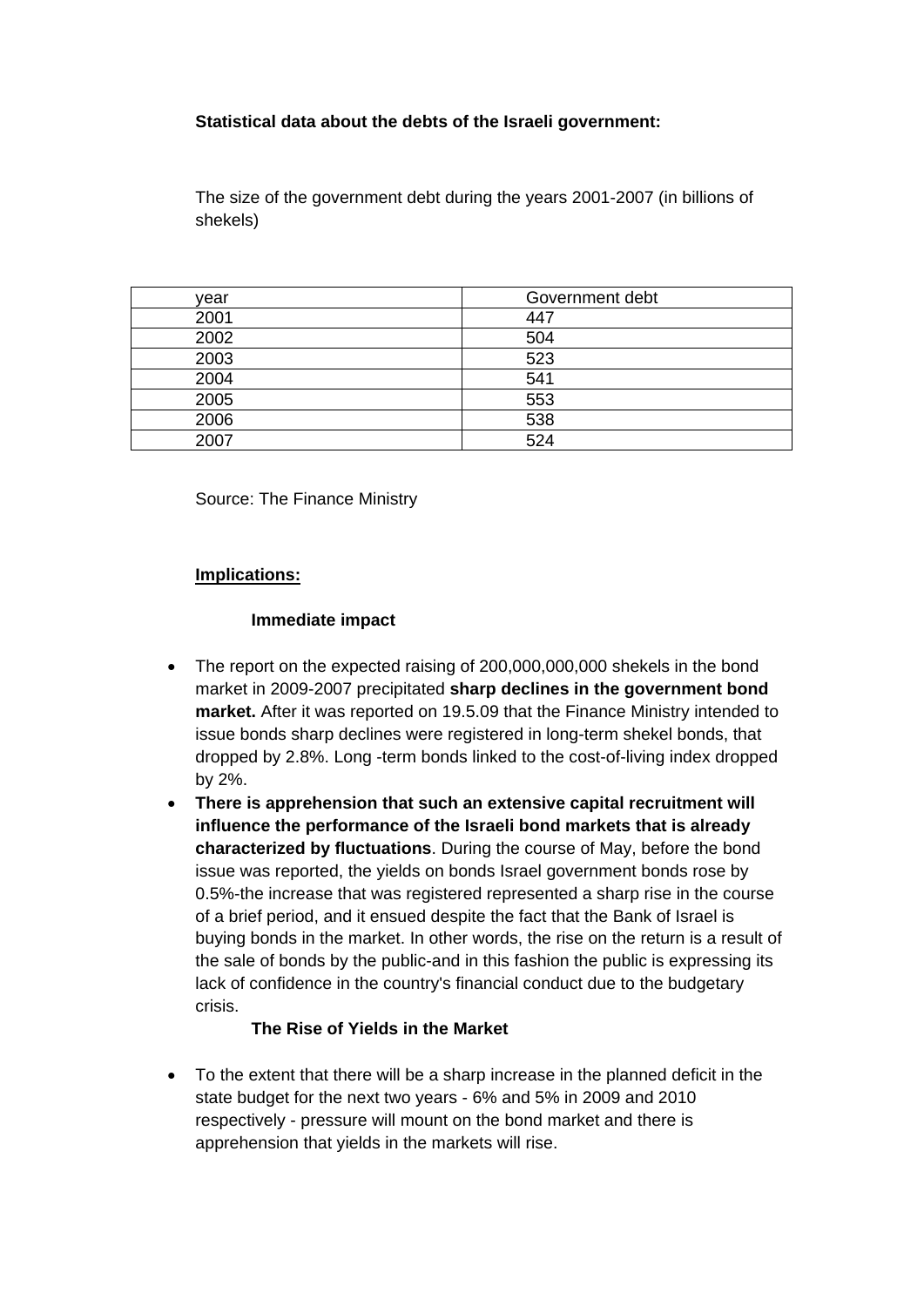**Statistical data about the debts of the Israeli government:**

The size of the government debt during the years 2001-2007 (in billions of shekels)

| year | Government debt |
|---|---|
| 2001 | 447 |
| 2002 | 504 |
| 2003 | 523 |
| 2004 | 541 |
| 2005 | 553 |
| 2006 | 538 |
| 2007 | 524 |

Source: The Finance Ministry

**Implications:**

**Immediate impact**

- The report on the expected raising of 200,000,000,000 shekels in the bond market in 2009-2007 precipitated **sharp declines in the government bond market.** After it was reported on 19.5.09 that the Finance Ministry intended to issue bonds sharp declines were registered in long-term shekel bonds, that dropped by 2.8%. Long -term bonds linked to the cost-of-living index dropped by 2%.
- **There is apprehension that such an extensive capital recruitment will influence the performance of the Israeli bond markets that is already characterized by fluctuations**. During the course of May, before the bond issue was reported, the yields on bonds Israel government bonds rose by 0.5%-the increase that was registered represented a sharp rise in the course of a brief period, and it ensued despite the fact that the Bank of Israel is buying bonds in the market. In other words, the rise on the return is a result of the sale of bonds by the public-and in this fashion the public is expressing its lack of confidence in the country's financial conduct due to the budgetary crisis.

**The Rise of Yields in the Market**

- To the extent that there will be a sharp increase in the planned deficit in the state budget for the next two years - 6% and 5% in 2009 and 2010 respectively - pressure will mount on the bond market and there is apprehension that yields in the markets will rise.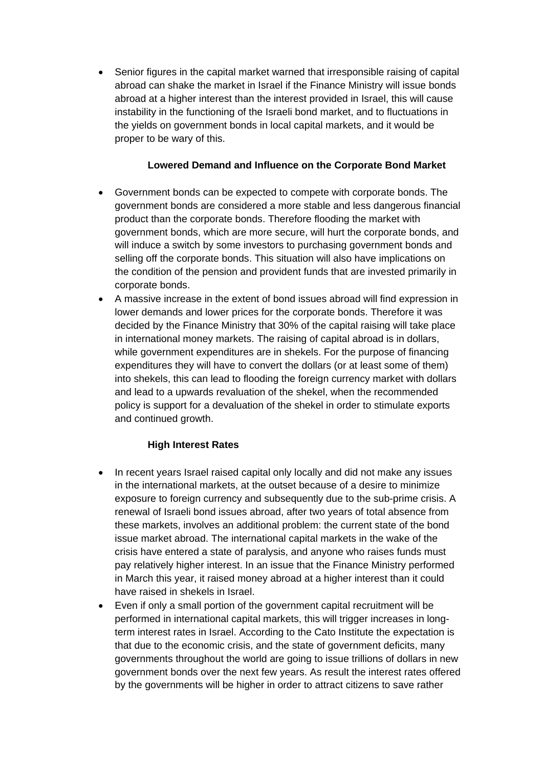- Senior figures in the capital market warned that irresponsible raising of capital abroad can shake the market in Israel if the Finance Ministry will issue bonds abroad at a higher interest than the interest provided in Israel, this will cause instability in the functioning of the Israeli bond market, and to fluctuations in the yields on government bonds in local capital markets, and it would be proper to be wary of this.

### Lowered Demand and Influence on the Corporate Bond Market

- Government bonds can be expected to compete with corporate bonds. The government bonds are considered a more stable and less dangerous financial product than the corporate bonds. Therefore flooding the market with government bonds, which are more secure, will hurt the corporate bonds, and will induce a switch by some investors to purchasing government bonds and selling off the corporate bonds. This situation will also have implications on the condition of the pension and provident funds that are invested primarily in corporate bonds.
- A massive increase in the extent of bond issues abroad will find expression in lower demands and lower prices for the corporate bonds. Therefore it was decided by the Finance Ministry that 30% of the capital raising will take place in international money markets. The raising of capital abroad is in dollars, while government expenditures are in shekels. For the purpose of financing expenditures they will have to convert the dollars (or at least some of them) into shekels, this can lead to flooding the foreign currency market with dollars and lead to a upwards revaluation of the shekel, when the recommended policy is support for a devaluation of the shekel in order to stimulate exports and continued growth.

### High Interest Rates

- In recent years Israel raised capital only locally and did not make any issues in the international markets, at the outset because of a desire to minimize exposure to foreign currency and subsequently due to the sub-prime crisis. A renewal of Israeli bond issues abroad, after two years of total absence from these markets, involves an additional problem: the current state of the bond issue market abroad. The international capital markets in the wake of the crisis have entered a state of paralysis, and anyone who raises funds must pay relatively higher interest. In an issue that the Finance Ministry performed in March this year, it raised money abroad at a higher interest than it could have raised in shekels in Israel.
- Even if only a small portion of the government capital recruitment will be performed in international capital markets, this will trigger increases in long-term interest rates in Israel. According to the Cato Institute the expectation is that due to the economic crisis, and the state of government deficits, many governments throughout the world are going to issue trillions of dollars in new government bonds over the next few years. As result the interest rates offered by the governments will be higher in order to attract citizens to save rather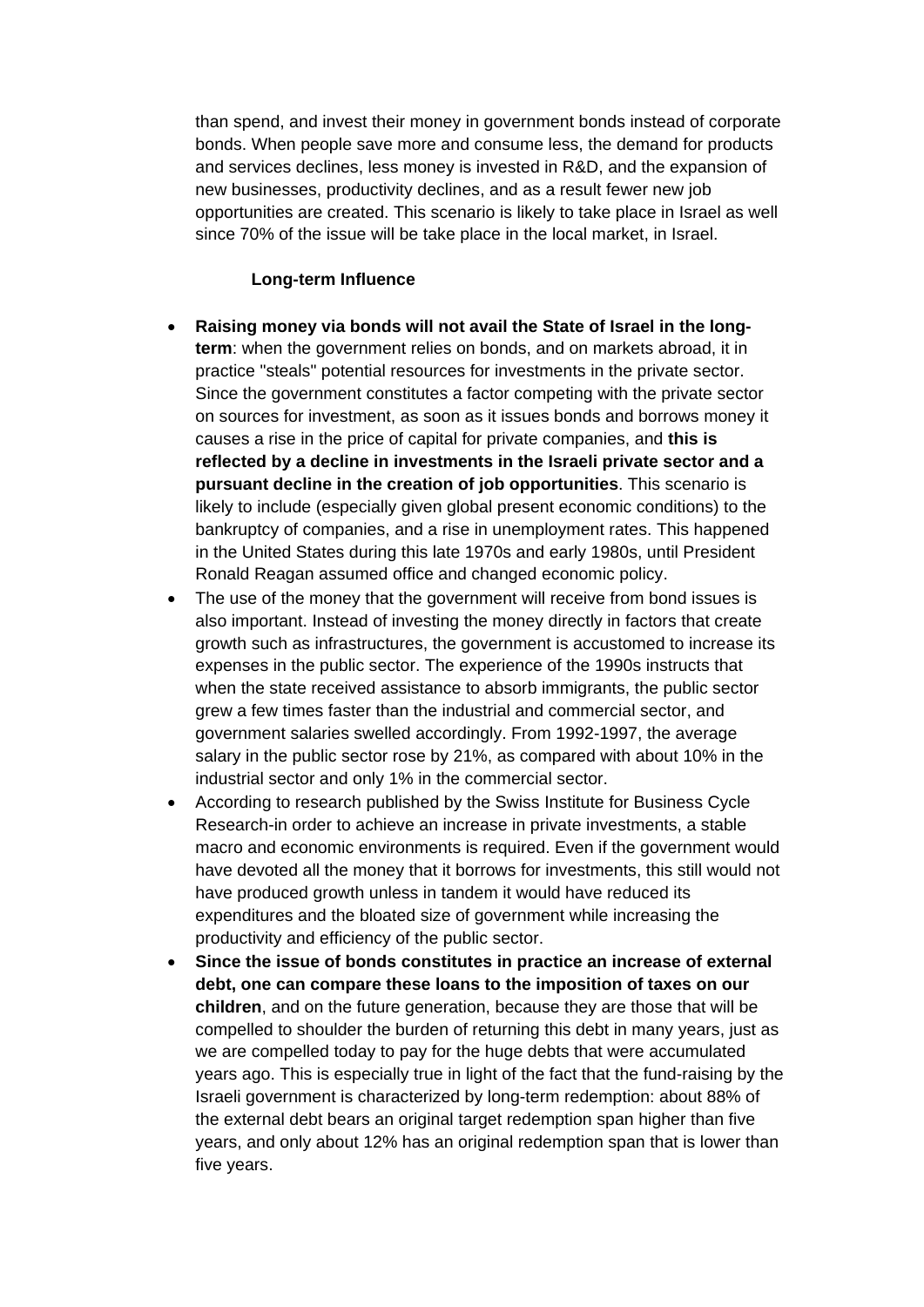than spend, and invest their money in government bonds instead of corporate bonds. When people save more and consume less, the demand for products and services declines, less money is invested in R&D, and the expansion of new businesses, productivity declines, and as a result fewer new job opportunities are created. This scenario is likely to take place in Israel as well since 70% of the issue will be take place in the local market, in Israel.

**Long-term Influence**

- **Raising money via bonds will not avail the State of Israel in the long-term**: when the government relies on bonds, and on markets abroad, it in practice "steals" potential resources for investments in the private sector. Since the government constitutes a factor competing with the private sector on sources for investment, as soon as it issues bonds and borrows money it causes a rise in the price of capital for private companies, and **this is reflected by a decline in investments in the Israeli private sector and a pursuant decline in the creation of job opportunities**. This scenario is likely to include (especially given global present economic conditions) to the bankruptcy of companies, and a rise in unemployment rates. This happened in the United States during this late 1970s and early 1980s, until President Ronald Reagan assumed office and changed economic policy.
- The use of the money that the government will receive from bond issues is also important. Instead of investing the money directly in factors that create growth such as infrastructures, the government is accustomed to increase its expenses in the public sector. The experience of the 1990s instructs that when the state received assistance to absorb immigrants, the public sector grew a few times faster than the industrial and commercial sector, and government salaries swelled accordingly. From 1992-1997, the average salary in the public sector rose by 21%, as compared with about 10% in the industrial sector and only 1% in the commercial sector.
- According to research published by the Swiss Institute for Business Cycle Research-in order to achieve an increase in private investments, a stable macro and economic environments is required. Even if the government would have devoted all the money that it borrows for investments, this still would not have produced growth unless in tandem it would have reduced its expenditures and the bloated size of government while increasing the productivity and efficiency of the public sector.
- **Since the issue of bonds constitutes in practice an increase of external debt, one can compare these loans to the imposition of taxes on our children**, and on the future generation, because they are those that will be compelled to shoulder the burden of returning this debt in many years, just as we are compelled today to pay for the huge debts that were accumulated years ago. This is especially true in light of the fact that the fund-raising by the Israeli government is characterized by long-term redemption: about 88% of the external debt bears an original target redemption span higher than five years, and only about 12% has an original redemption span that is lower than five years.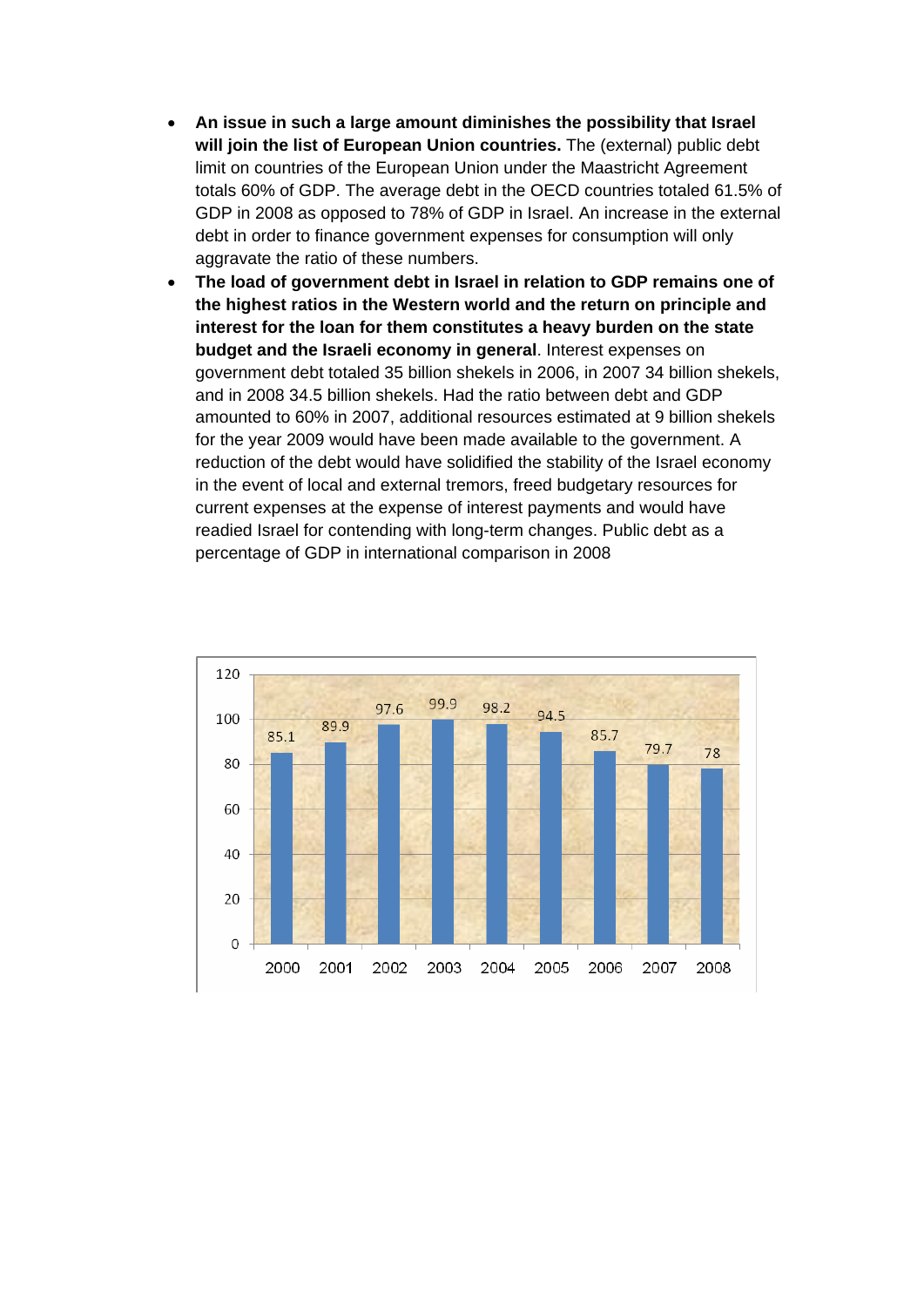- **An issue in such a large amount diminishes the possibility that Israel will join the list of European Union countries.** The (external) public debt limit on countries of the European Union under the Maastricht Agreement totals 60% of GDP. The average debt in the OECD countries totaled 61.5% of GDP in 2008 as opposed to 78% of GDP in Israel. An increase in the external debt in order to finance government expenses for consumption will only aggravate the ratio of these numbers.
- **The load of government debt in Israel in relation to GDP remains one of the highest ratios in the Western world and the return on principle and interest for the loan for them constitutes a heavy burden on the state budget and the Israeli economy in general**. Interest expenses on government debt totaled 35 billion shekels in 2006, in 2007 34 billion shekels, and in 2008 34.5 billion shekels. Had the ratio between debt and GDP amounted to 60% in 2007, additional resources estimated at 9 billion shekels for the year 2009 would have been made available to the government. A reduction of the debt would have solidified the stability of the Israel economy in the event of local and external tremors, freed budgetary resources for current expenses at the expense of interest payments and would have readied Israel for contending with long-term changes. Public debt as a percentage of GDP in international comparison in 2008

| 2000 | 2001 | 2002 | 2003 | 2004 | 2005 | 2006 | 2007 | 2008 |
|---|---|---|---|---|---|---|---|---|
| 85.1 | 89.9 | 97.6 | 99.9 | 98.2 | 94.5 | 85.7 | 79.7 | 78 |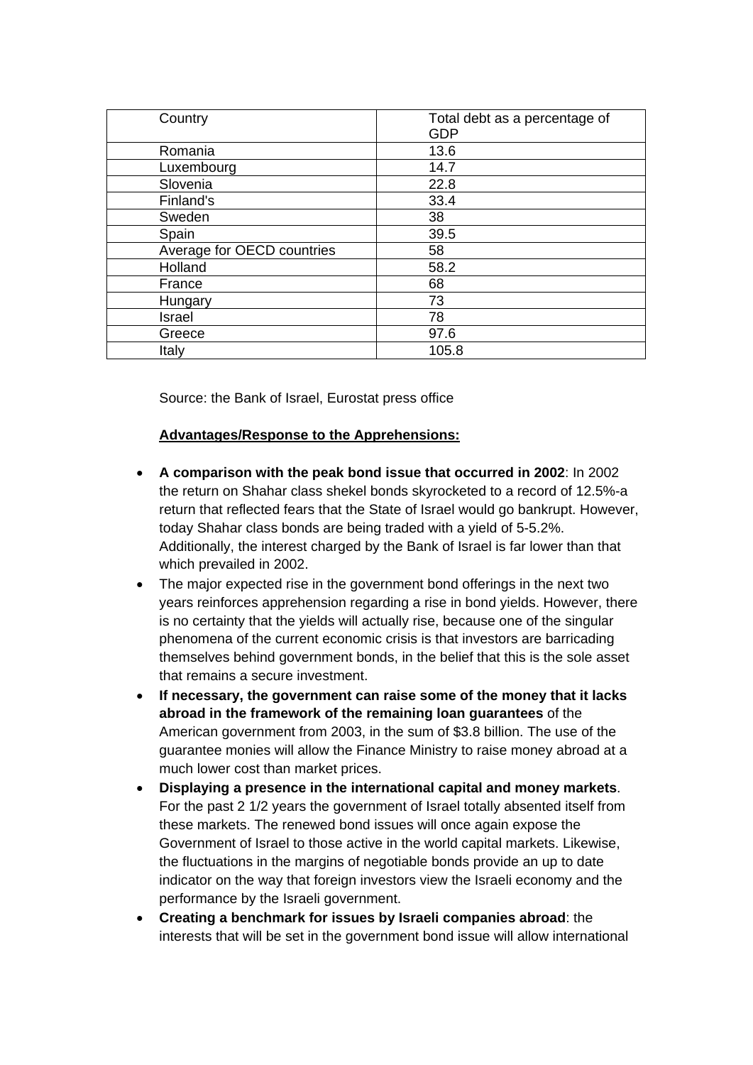| Country | Total debt as a percentage of GDP |
|---|---|
| Romania | 13.6 |
| Luxembourg | 14.7 |
| Slovenia | 22.8 |
| Finland's | 33.4 |
| Sweden | 38 |
| Spain | 39.5 |
| Average for OECD countries | 58 |
| Holland | 58.2 |
| France | 68 |
| Hungary | 73 |
| Israel | 78 |
| Greece | 97.6 |
| Italy | 105.8 |

Source: the Bank of Israel, Eurostat press office

**Advantages/Response to the Apprehensions:**

- **A comparison with the peak bond issue that occurred in 2002**: In 2002 the return on Shahar class shekel bonds skyrocketed to a record of 12.5%-a return that reflected fears that the State of Israel would go bankrupt. However, today Shahar class bonds are being traded with a yield of 5-5.2%. Additionally, the interest charged by the Bank of Israel is far lower than that which prevailed in 2002.
- The major expected rise in the government bond offerings in the next two years reinforces apprehension regarding a rise in bond yields. However, there is no certainty that the yields will actually rise, because one of the singular phenomena of the current economic crisis is that investors are barricading themselves behind government bonds, in the belief that this is the sole asset that remains a secure investment.
- **If necessary, the government can raise some of the money that it lacks abroad in the framework of the remaining loan guarantees** of the American government from 2003, in the sum of $3.8 billion. The use of the guarantee monies will allow the Finance Ministry to raise money abroad at a much lower cost than market prices.
- **Displaying a presence in the international capital and money markets**. For the past 2 1/2 years the government of Israel totally absented itself from these markets. The renewed bond issues will once again expose the Government of Israel to those active in the world capital markets. Likewise, the fluctuations in the margins of negotiable bonds provide an up to date indicator on the way that foreign investors view the Israeli economy and the performance by the Israeli government.
- **Creating a benchmark for issues by Israeli companies abroad**: the interests that will be set in the government bond issue will allow international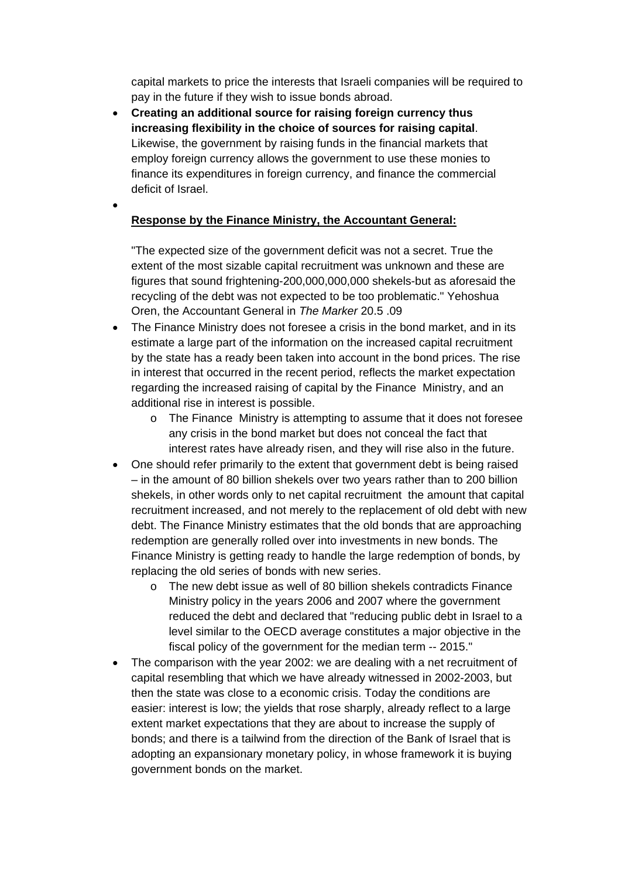capital markets to price the interests that Israeli companies will be required to pay in the future if they wish to issue bonds abroad.

- **Creating an additional source for raising foreign currency thus increasing flexibility in the choice of sources for raising capital**. Likewise, the government by raising funds in the financial markets that employ foreign currency allows the government to use these monies to finance its expenditures in foreign currency, and finance the commercial deficit of Israel.
-

**Response by the Finance Ministry, the Accountant General:**

"The expected size of the government deficit was not a secret. True the extent of the most sizable capital recruitment was unknown and these are figures that sound frightening-200,000,000,000 shekels-but as aforesaid the recycling of the debt was not expected to be too problematic." Yehoshua Oren, the Accountant General in *The Marker* 20.5 .09

- The Finance Ministry does not foresee a crisis in the bond market, and in its estimate a large part of the information on the increased capital recruitment by the state has a ready been taken into account in the bond prices. The rise in interest that occurred in the recent period, reflects the market expectation regarding the increased raising of capital by the Finance Ministry, and an additional rise in interest is possible.
  - The Finance Ministry is attempting to assume that it does not foresee any crisis in the bond market but does not conceal the fact that interest rates have already risen, and they will rise also in the future.
- One should refer primarily to the extent that government debt is being raised – in the amount of 80 billion shekels over two years rather than to 200 billion shekels, in other words only to net capital recruitment the amount that capital recruitment increased, and not merely to the replacement of old debt with new debt. The Finance Ministry estimates that the old bonds that are approaching redemption are generally rolled over into investments in new bonds. The Finance Ministry is getting ready to handle the large redemption of bonds, by replacing the old series of bonds with new series.
  - The new debt issue as well of 80 billion shekels contradicts Finance Ministry policy in the years 2006 and 2007 where the government reduced the debt and declared that "reducing public debt in Israel to a level similar to the OECD average constitutes a major objective in the fiscal policy of the government for the median term -- 2015."
- The comparison with the year 2002: we are dealing with a net recruitment of capital resembling that which we have already witnessed in 2002-2003, but then the state was close to a economic crisis. Today the conditions are easier: interest is low; the yields that rose sharply, already reflect to a large extent market expectations that they are about to increase the supply of bonds; and there is a tailwind from the direction of the Bank of Israel that is adopting an expansionary monetary policy, in whose framework it is buying government bonds on the market.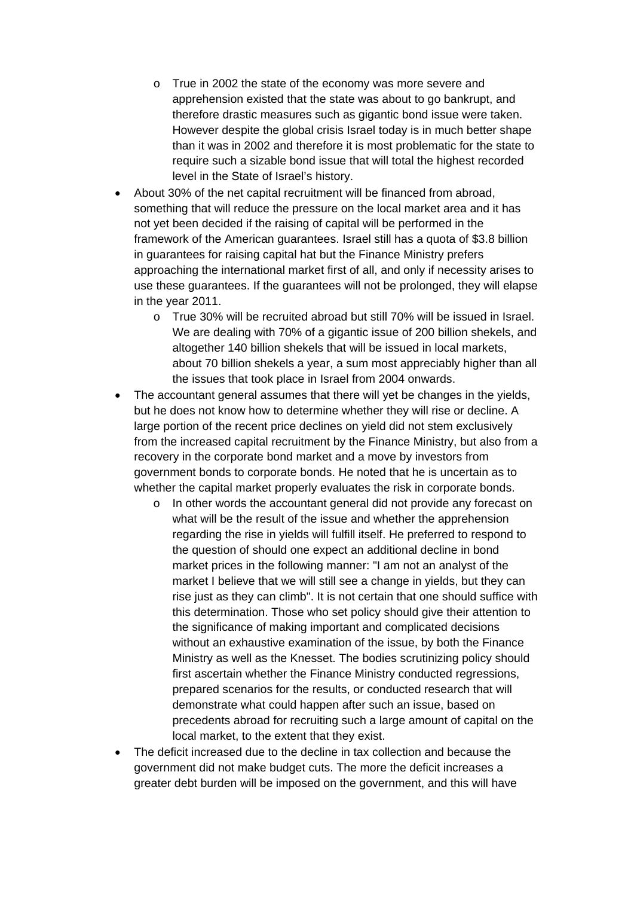- True in 2002 the state of the economy was more severe and apprehension existed that the state was about to go bankrupt, and therefore drastic measures such as gigantic bond issue were taken. However despite the global crisis Israel today is in much better shape than it was in 2002 and therefore it is most problematic for the state to require such a sizable bond issue that will total the highest recorded level in the State of Israel's history.

- About 30% of the net capital recruitment will be financed from abroad, something that will reduce the pressure on the local market area and it has not yet been decided if the raising of capital will be performed in the framework of the American guarantees. Israel still has a quota of $3.8 billion in guarantees for raising capital hat but the Finance Ministry prefers approaching the international market first of all, and only if necessity arises to use these guarantees. If the guarantees will not be prolonged, they will elapse in the year 2011.
  - True 30% will be recruited abroad but still 70% will be issued in Israel. We are dealing with 70% of a gigantic issue of 200 billion shekels, and altogether 140 billion shekels that will be issued in local markets, about 70 billion shekels a year, a sum most appreciably higher than all the issues that took place in Israel from 2004 onwards.
- The accountant general assumes that there will yet be changes in the yields, but he does not know how to determine whether they will rise or decline. A large portion of the recent price declines on yield did not stem exclusively from the increased capital recruitment by the Finance Ministry, but also from a recovery in the corporate bond market and a move by investors from government bonds to corporate bonds. He noted that he is uncertain as to whether the capital market properly evaluates the risk in corporate bonds.
  - In other words the accountant general did not provide any forecast on what will be the result of the issue and whether the apprehension regarding the rise in yields will fulfill itself. He preferred to respond to the question of should one expect an additional decline in bond market prices in the following manner: "I am not an analyst of the market I believe that we will still see a change in yields, but they can rise just as they can climb". It is not certain that one should suffice with this determination. Those who set policy should give their attention to the significance of making important and complicated decisions without an exhaustive examination of the issue, by both the Finance Ministry as well as the Knesset. The bodies scrutinizing policy should first ascertain whether the Finance Ministry conducted regressions, prepared scenarios for the results, or conducted research that will demonstrate what could happen after such an issue, based on precedents abroad for recruiting such a large amount of capital on the local market, to the extent that they exist.
- The deficit increased due to the decline in tax collection and because the government did not make budget cuts. The more the deficit increases a greater debt burden will be imposed on the government, and this will have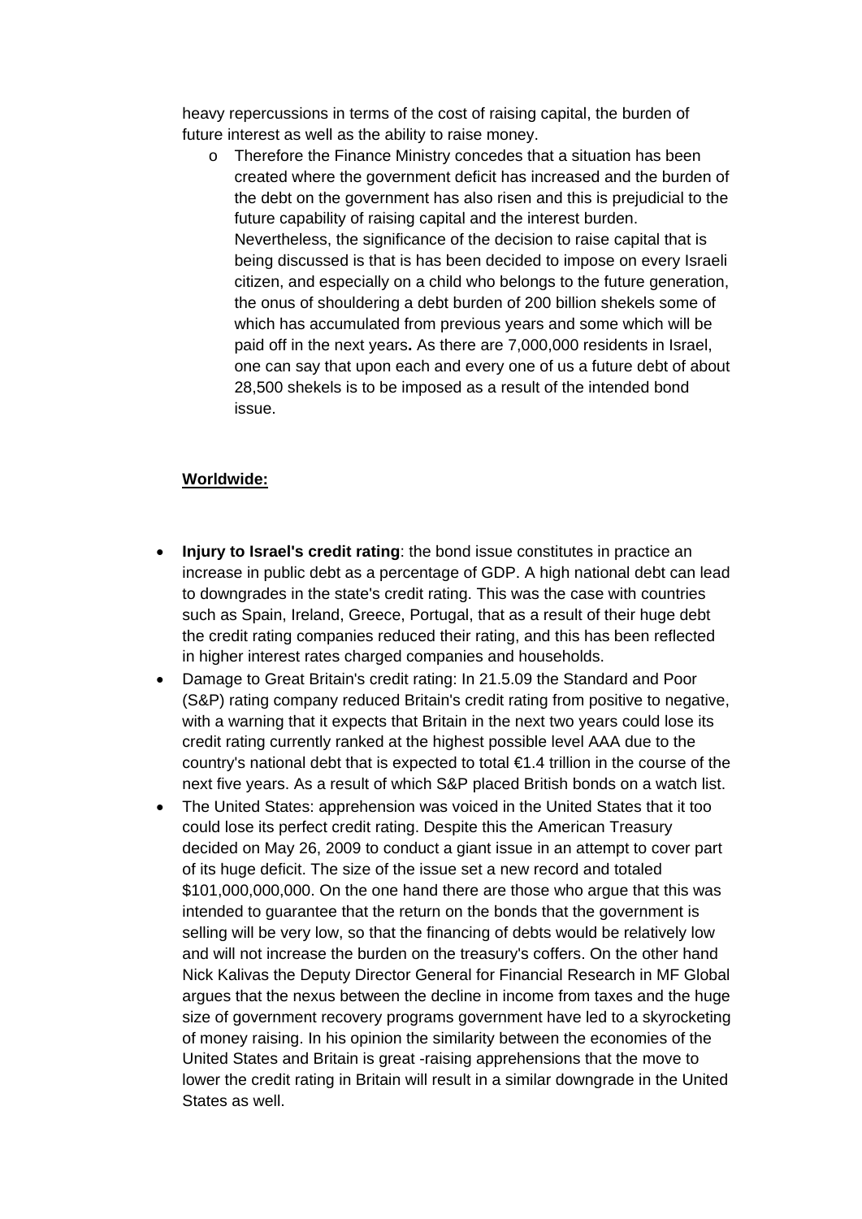heavy repercussions in terms of the cost of raising capital, the burden of future interest as well as the ability to raise money.

- Therefore the Finance Ministry concedes that a situation has been created where the government deficit has increased and the burden of the debt on the government has also risen and this is prejudicial to the future capability of raising capital and the interest burden. Nevertheless, the significance of the decision to raise capital that is being discussed is that is has been decided to impose on every Israeli citizen, and especially on a child who belongs to the future generation, the onus of shouldering a debt burden of 200 billion shekels some of which has accumulated from previous years and some which will be paid off in the next years**.** As there are 7,000,000 residents in Israel, one can say that upon each and every one of us a future debt of about 28,500 shekels is to be imposed as a result of the intended bond issue.

**Worldwide:**

- **Injury to Israel's credit rating**: the bond issue constitutes in practice an increase in public debt as a percentage of GDP. A high national debt can lead to downgrades in the state's credit rating. This was the case with countries such as Spain, Ireland, Greece, Portugal, that as a result of their huge debt the credit rating companies reduced their rating, and this has been reflected in higher interest rates charged companies and households.
- Damage to Great Britain's credit rating: In 21.5.09 the Standard and Poor (S&P) rating company reduced Britain's credit rating from positive to negative, with a warning that it expects that Britain in the next two years could lose its credit rating currently ranked at the highest possible level AAA due to the country's national debt that is expected to total €1.4 trillion in the course of the next five years. As a result of which S&P placed British bonds on a watch list.
- The United States: apprehension was voiced in the United States that it too could lose its perfect credit rating. Despite this the American Treasury decided on May 26, 2009 to conduct a giant issue in an attempt to cover part of its huge deficit. The size of the issue set a new record and totaled $101,000,000,000. On the one hand there are those who argue that this was intended to guarantee that the return on the bonds that the government is selling will be very low, so that the financing of debts would be relatively low and will not increase the burden on the treasury's coffers. On the other hand Nick Kalivas the Deputy Director General for Financial Research in MF Global argues that the nexus between the decline in income from taxes and the huge size of government recovery programs government have led to a skyrocketing of money raising. In his opinion the similarity between the economies of the United States and Britain is great -raising apprehensions that the move to lower the credit rating in Britain will result in a similar downgrade in the United States as well.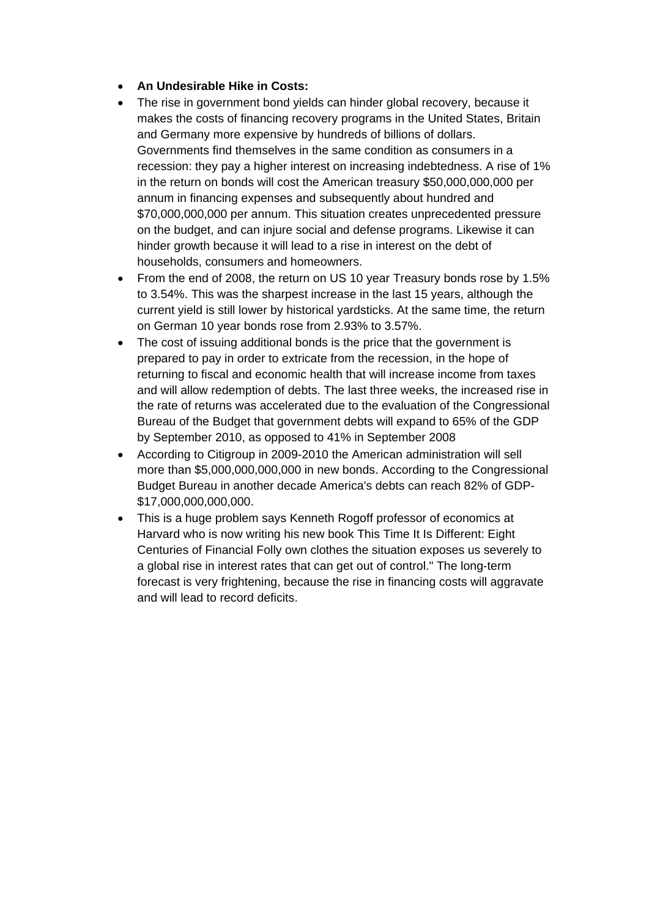- **An Undesirable Hike in Costs:**
- The rise in government bond yields can hinder global recovery, because it makes the costs of financing recovery programs in the United States, Britain and Germany more expensive by hundreds of billions of dollars. Governments find themselves in the same condition as consumers in a recession: they pay a higher interest on increasing indebtedness. A rise of 1% in the return on bonds will cost the American treasury $50,000,000,000 per annum in financing expenses and subsequently about hundred and $70,000,000,000 per annum. This situation creates unprecedented pressure on the budget, and can injure social and defense programs. Likewise it can hinder growth because it will lead to a rise in interest on the debt of households, consumers and homeowners.
- From the end of 2008, the return on US 10 year Treasury bonds rose by 1.5% to 3.54%. This was the sharpest increase in the last 15 years, although the current yield is still lower by historical yardsticks. At the same time, the return on German 10 year bonds rose from 2.93% to 3.57%.
- The cost of issuing additional bonds is the price that the government is prepared to pay in order to extricate from the recession, in the hope of returning to fiscal and economic health that will increase income from taxes and will allow redemption of debts. The last three weeks, the increased rise in the rate of returns was accelerated due to the evaluation of the Congressional Bureau of the Budget that government debts will expand to 65% of the GDP by September 2010, as opposed to 41% in September 2008
- According to Citigroup in 2009-2010 the American administration will sell more than $5,000,000,000,000 in new bonds. According to the Congressional Budget Bureau in another decade America's debts can reach 82% of GDP- $17,000,000,000,000.
- This is a huge problem says Kenneth Rogoff professor of economics at Harvard who is now writing his new book This Time It Is Different: Eight Centuries of Financial Folly own clothes the situation exposes us severely to a global rise in interest rates that can get out of control." The long-term forecast is very frightening, because the rise in financing costs will aggravate and will lead to record deficits.